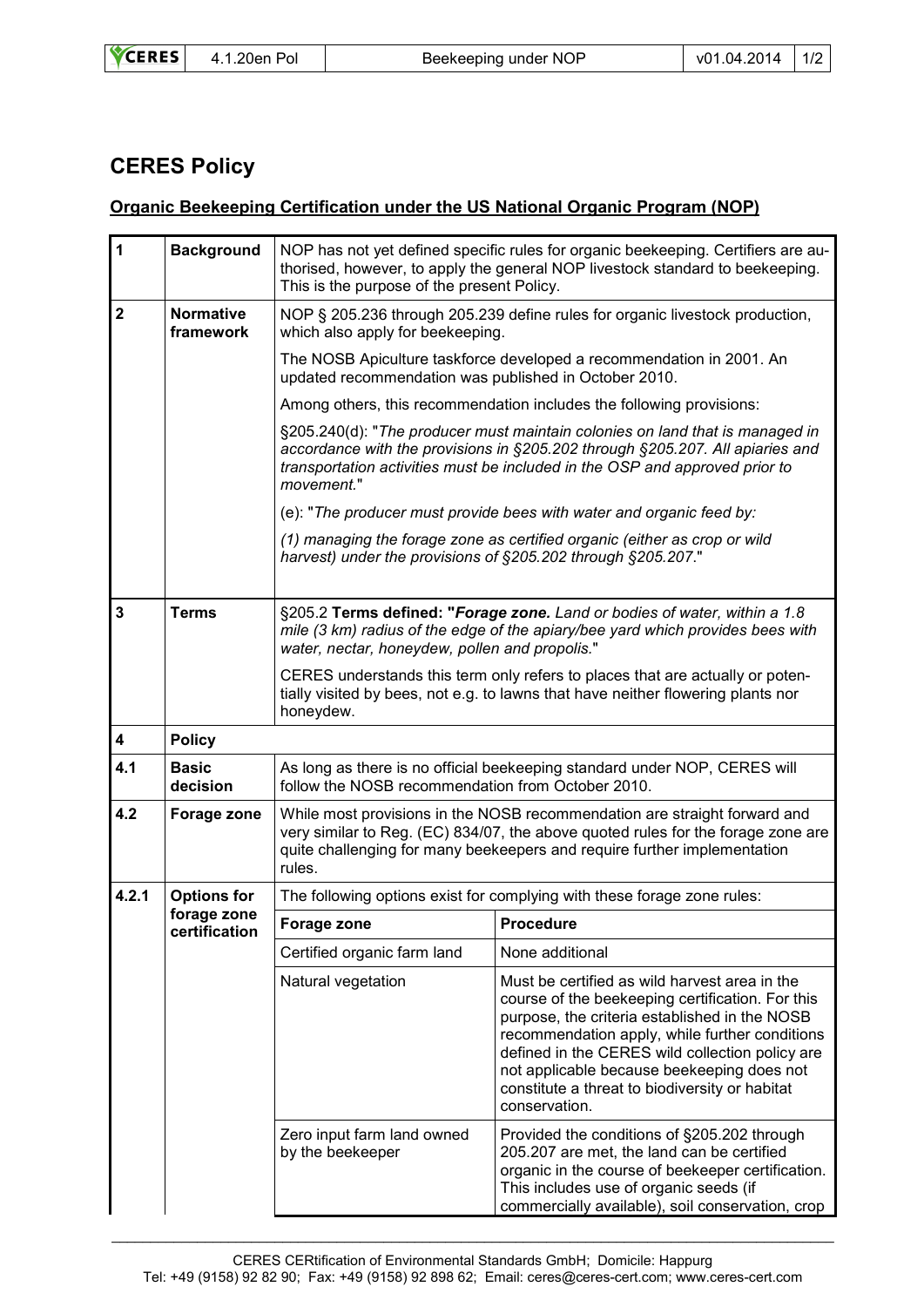# CERES Policy

## Organic Beekeeping Certification under the US National Organic Program (NOP)

| | | |
|---|---|---|
| **1** | **Background** | NOP has not yet defined specific rules for organic beekeeping. Certifiers are authorised, however, to apply the general NOP livestock standard to beekeeping. This is the purpose of the present Policy. |
| **2** | **Normative framework** | NOP § 205.236 through 205.239 define rules for organic livestock production, which also apply for beekeeping.<br><br>The NOSB Apiculture taskforce developed a recommendation in 2001. An updated recommendation was published in October 2010.<br><br>Among others, this recommendation includes the following provisions:<br><br>§205.240(d): "*The producer must maintain colonies on land that is managed in accordance with the provisions in §205.202 through §205.207. All apiaries and transportation activities must be included in the OSP and approved prior to movement.*"<br><br>(e): "*The producer must provide bees with water and organic feed by:*<br><br>*(1) managing the forage zone as certified organic (either as crop or wild harvest) under the provisions of §205.202 through §205.207.*" |
| **3** | **Terms** | §205.2 **Terms defined: "*Forage zone.*** *Land or bodies of water, within a 1.8 mile (3 km) radius of the edge of the apiary/bee yard which provides bees with water, nectar, honeydew, pollen and propolis.*"<br><br>CERES understands this term only refers to places that are actually or potentially visited by bees, not e.g. to lawns that have neither flowering plants nor honeydew. |
| **4** | **Policy** | |
| **4.1** | **Basic decision** | As long as there is no official beekeeping standard under NOP, CERES will follow the NOSB recommendation from October 2010. |
| **4.2** | **Forage zone** | While most provisions in the NOSB recommendation are straight forward and very similar to Reg. (EC) 834/07, the above quoted rules for the forage zone are quite challenging for many beekeepers and require further implementation rules. |
| **4.2.1** | **Options for forage zone certification** | The following options exist for complying with these forage zone rules: |

| Forage zone | Procedure |
|---|---|
| Certified organic farm land | None additional |
| Natural vegetation | Must be certified as wild harvest area in the course of the beekeeping certification. For this purpose, the criteria established in the NOSB recommendation apply, while further conditions defined in the CERES wild collection policy are not applicable because beekeeping does not constitute a threat to biodiversity or habitat conservation. |
| Zero input farm land owned by the beekeeper | Provided the conditions of §205.202 through 205.207 are met, the land can be certified organic in the course of beekeeper certification. This includes use of organic seeds (if commercially available), soil conservation, crop |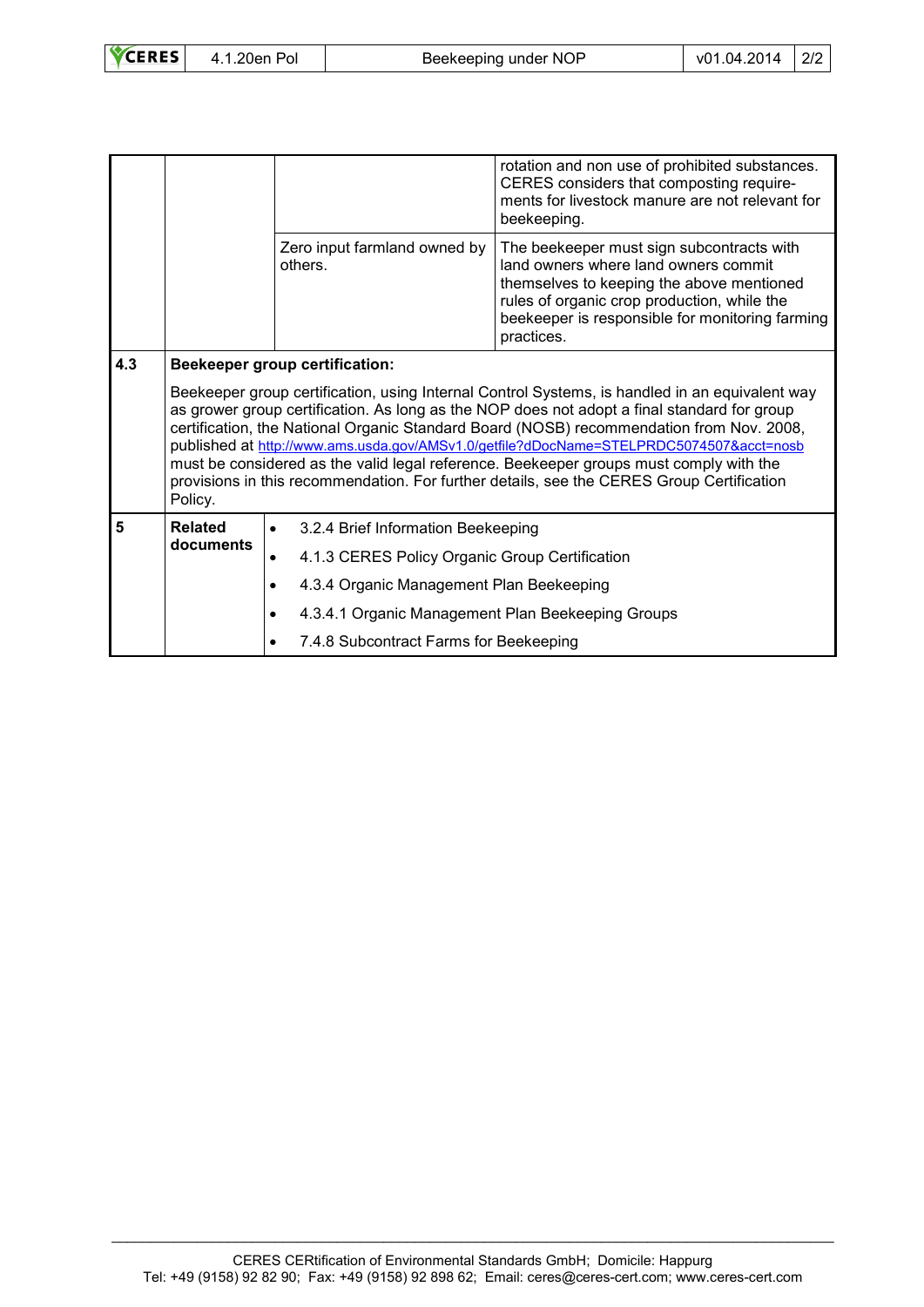| | | | |
|---|---|---|---|
| | | | rotation and non use of prohibited substances. CERES considers that composting requirements for livestock manure are not relevant for beekeeping. |
| | | Zero input farmland owned by others. | The beekeeper must sign subcontracts with land owners where land owners commit themselves to keeping the above mentioned rules of organic crop production, while the beekeeper is responsible for monitoring farming practices. |
| 4.3 | **Beekeeper group certification:** | | |
| | Beekeeper group certification, using Internal Control Systems, is handled in an equivalent way as grower group certification. As long as the NOP does not adopt a final standard for group certification, the National Organic Standard Board (NOSB) recommendation from Nov. 2008, published at http://www.ams.usda.gov/AMSv1.0/getfile?dDocName=STELPRDC5074507&acct=nosb must be considered as the valid legal reference. Beekeeper groups must comply with the provisions in this recommendation. For further details, see the CERES Group Certification Policy. | | |
| 5 | **Related documents** | • 3.2.4 Brief Information Beekeeping<br>• 4.1.3 CERES Policy Organic Group Certification<br>• 4.3.4 Organic Management Plan Beekeeping<br>• 4.3.4.1 Organic Management Plan Beekeeping Groups<br>• 7.4.8 Subcontract Farms for Beekeeping | |

CERES CERtification of Environmental Standards GmbH; Domicile: Happurg
Tel: +49 (9158) 92 82 90; Fax: +49 (9158) 92 898 62; Email: ceres@ceres-cert.com; www.ceres-cert.com